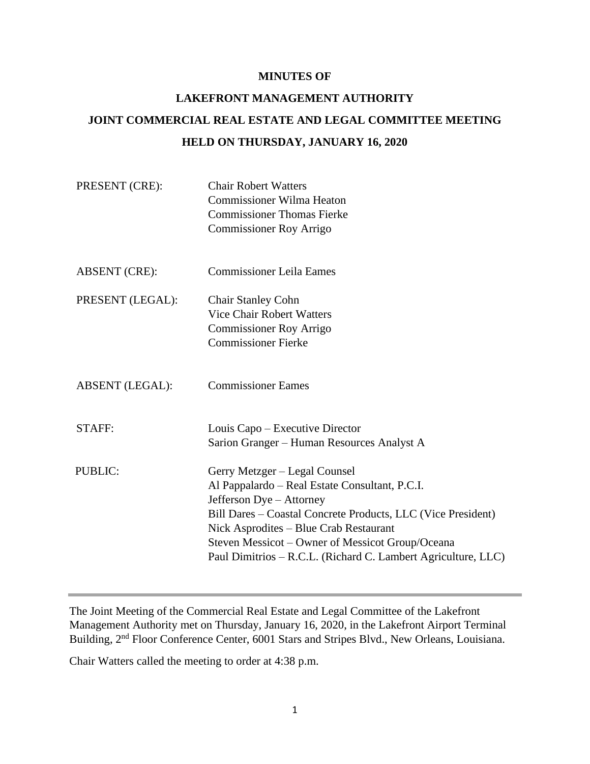# MINUTES OF

# LAKEFRONT MANAGEMENT AUTHORITY

# JOINT COMMERCIAL REAL ESTATE AND LEGAL COMMITTEE MEETING

# HELD ON THURSDAY, JANUARY 16, 2020

| | |
|---|---|
| PRESENT (CRE): | Chair Robert Watters<br>Commissioner Wilma Heaton<br>Commissioner Thomas Fierke<br>Commissioner Roy Arrigo |
| ABSENT (CRE): | Commissioner Leila Eames |
| PRESENT (LEGAL): | Chair Stanley Cohn<br>Vice Chair Robert Watters<br>Commissioner Roy Arrigo<br>Commissioner Fierke |
| ABSENT (LEGAL): | Commissioner Eames |
| STAFF: | Louis Capo – Executive Director<br>Sarion Granger – Human Resources Analyst A |
| PUBLIC: | Gerry Metzger – Legal Counsel<br>Al Pappalardo – Real Estate Consultant, P.C.I.<br>Jefferson Dye – Attorney<br>Bill Dares – Coastal Concrete Products, LLC (Vice President)<br>Nick Asprodites – Blue Crab Restaurant<br>Steven Messicot – Owner of Messicot Group/Oceana<br>Paul Dimitrios – R.C.L. (Richard C. Lambert Agriculture, LLC) |

---

The Joint Meeting of the Commercial Real Estate and Legal Committee of the Lakefront Management Authority met on Thursday, January 16, 2020, in the Lakefront Airport Terminal Building, 2nd Floor Conference Center, 6001 Stars and Stripes Blvd., New Orleans, Louisiana.

Chair Watters called the meeting to order at 4:38 p.m.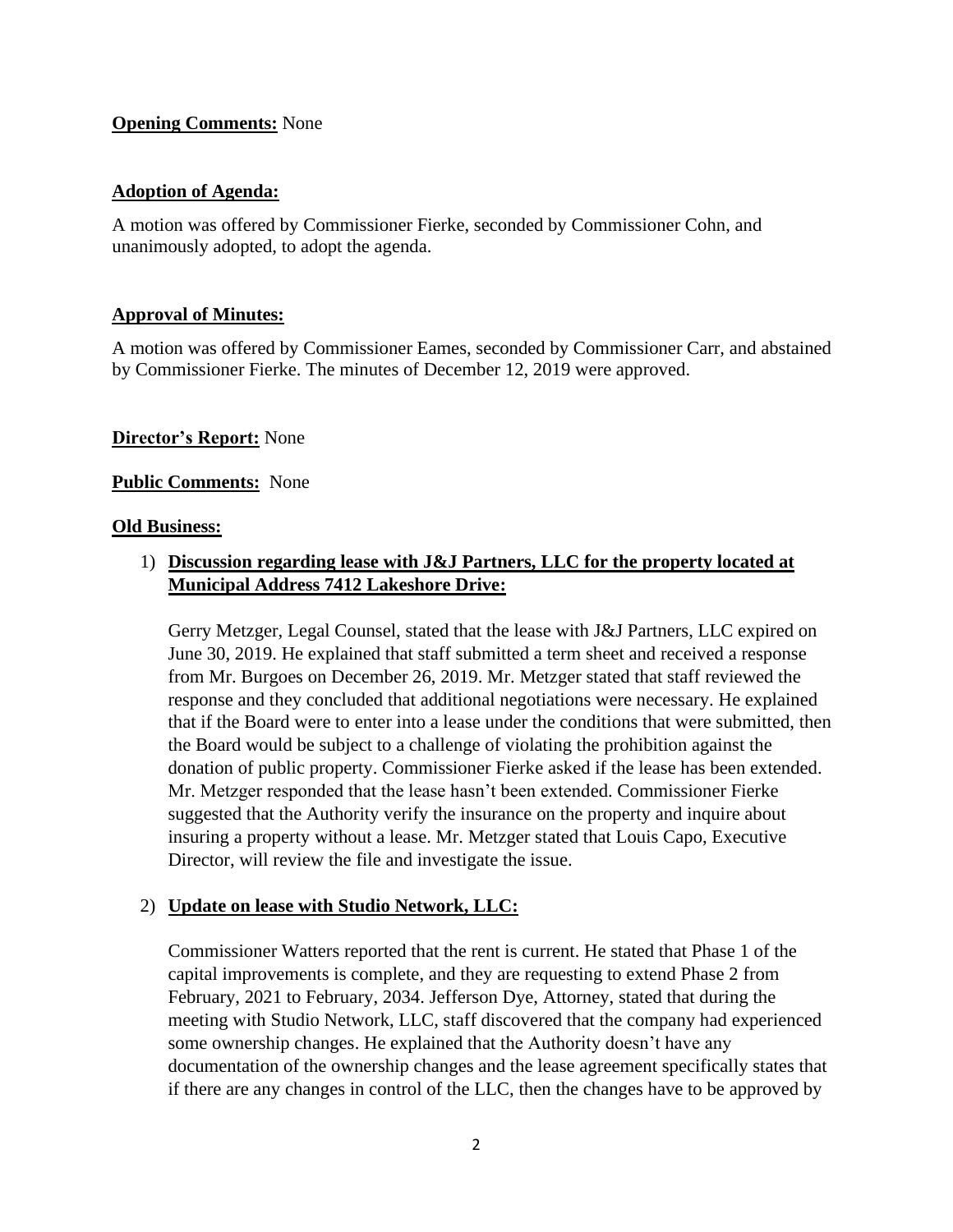**Opening Comments:** None

**Adoption of Agenda:**

A motion was offered by Commissioner Fierke, seconded by Commissioner Cohn, and unanimously adopted, to adopt the agenda.

**Approval of Minutes:**

A motion was offered by Commissioner Eames, seconded by Commissioner Carr, and abstained by Commissioner Fierke. The minutes of December 12, 2019 were approved.

**Director's Report:** None

**Public Comments:** None

**Old Business:**

1) **Discussion regarding lease with J&J Partners, LLC for the property located at Municipal Address 7412 Lakeshore Drive:**

   Gerry Metzger, Legal Counsel, stated that the lease with J&J Partners, LLC expired on June 30, 2019. He explained that staff submitted a term sheet and received a response from Mr. Burgoes on December 26, 2019. Mr. Metzger stated that staff reviewed the response and they concluded that additional negotiations were necessary. He explained that if the Board were to enter into a lease under the conditions that were submitted, then the Board would be subject to a challenge of violating the prohibition against the donation of public property. Commissioner Fierke asked if the lease has been extended. Mr. Metzger responded that the lease hasn't been extended. Commissioner Fierke suggested that the Authority verify the insurance on the property and inquire about insuring a property without a lease. Mr. Metzger stated that Louis Capo, Executive Director, will review the file and investigate the issue.

2) **Update on lease with Studio Network, LLC:**

   Commissioner Watters reported that the rent is current. He stated that Phase 1 of the capital improvements is complete, and they are requesting to extend Phase 2 from February, 2021 to February, 2034. Jefferson Dye, Attorney, stated that during the meeting with Studio Network, LLC, staff discovered that the company had experienced some ownership changes. He explained that the Authority doesn't have any documentation of the ownership changes and the lease agreement specifically states that if there are any changes in control of the LLC, then the changes have to be approved by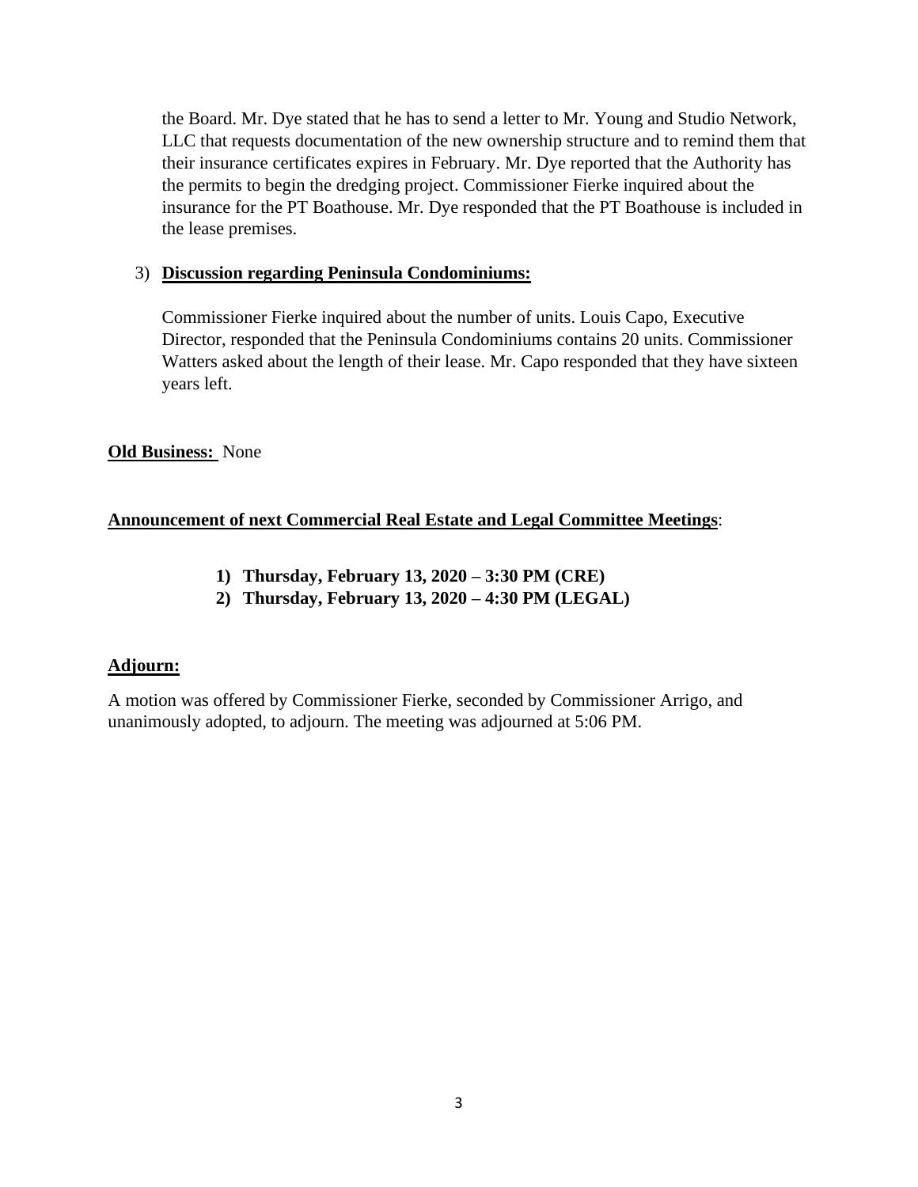the Board. Mr. Dye stated that he has to send a letter to Mr. Young and Studio Network, LLC that requests documentation of the new ownership structure and to remind them that their insurance certificates expires in February. Mr. Dye reported that the Authority has the permits to begin the dredging project. Commissioner Fierke inquired about the insurance for the PT Boathouse. Mr. Dye responded that the PT Boathouse is included in the lease premises.

3) **Discussion regarding Peninsula Condominiums:**

Commissioner Fierke inquired about the number of units. Louis Capo, Executive Director, responded that the Peninsula Condominiums contains 20 units. Commissioner Watters asked about the length of their lease. Mr. Capo responded that they have sixteen years left.

**Old Business:** None

**Announcement of next Commercial Real Estate and Legal Committee Meetings**:

1) **Thursday, February 13, 2020 – 3:30 PM (CRE)**
2) **Thursday, February 13, 2020 – 4:30 PM (LEGAL)**

**Adjourn:**

A motion was offered by Commissioner Fierke, seconded by Commissioner Arrigo, and unanimously adopted, to adjourn. The meeting was adjourned at 5:06 PM.